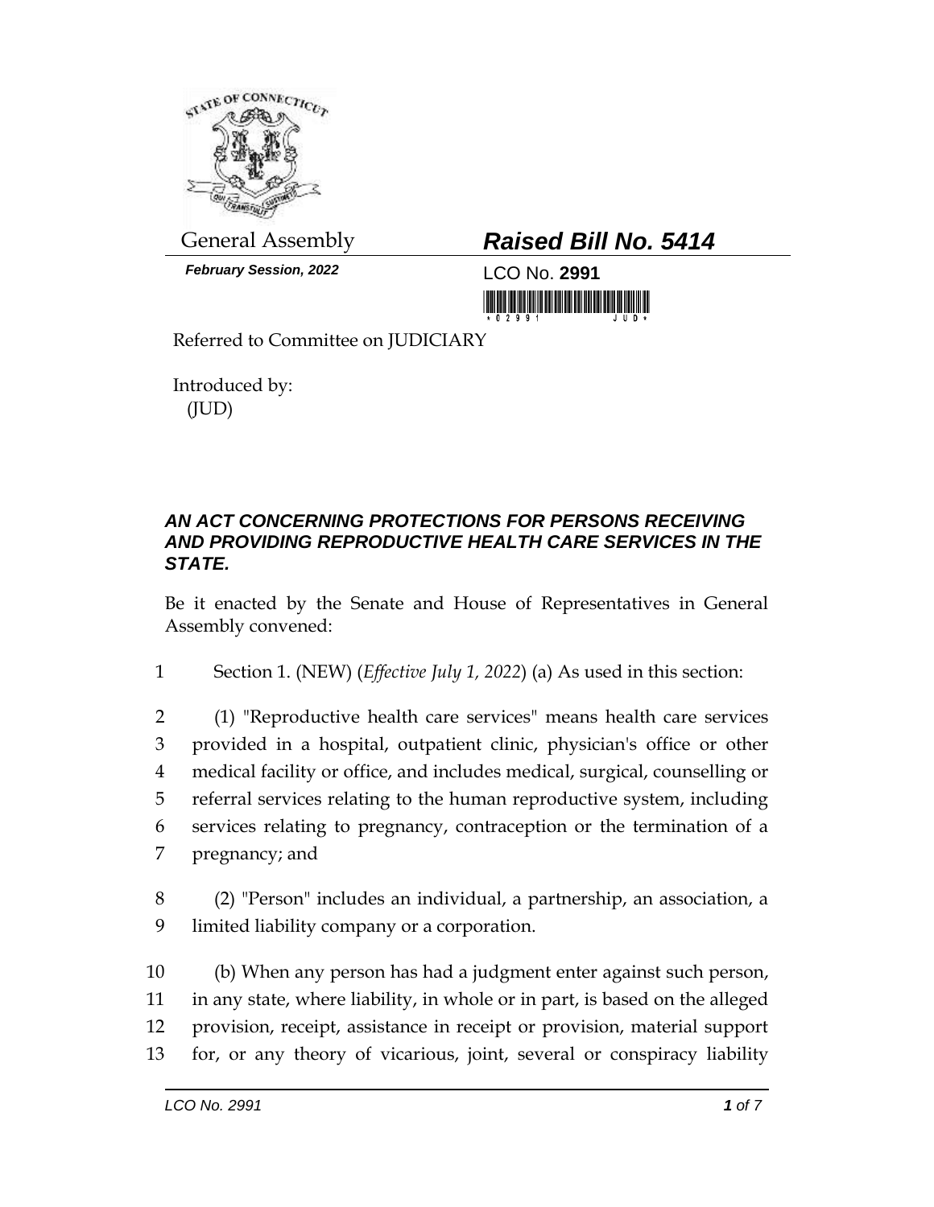General Assembly

***February Session, 2022***

# ***Raised Bill No. 5414***

LCO No. **2991**

Referred to Committee on JUDICIARY

Introduced by:
(JUD)

## ***AN ACT CONCERNING PROTECTIONS FOR PERSONS RECEIVING AND PROVIDING REPRODUCTIVE HEALTH CARE SERVICES IN THE STATE.***

Be it enacted by the Senate and House of Representatives in General Assembly convened:

1 Section 1. (NEW) (*Effective July 1, 2022*) (a) As used in this section:

2 (1) "Reproductive health care services" means health care services
3 provided in a hospital, outpatient clinic, physician's office or other
4 medical facility or office, and includes medical, surgical, counselling or
5 referral services relating to the human reproductive system, including
6 services relating to pregnancy, contraception or the termination of a
7 pregnancy; and

8 (2) "Person" includes an individual, a partnership, an association, a
9 limited liability company or a corporation.

10 (b) When any person has had a judgment enter against such person,
11 in any state, where liability, in whole or in part, is based on the alleged
12 provision, receipt, assistance in receipt or provision, material support
13 for, or any theory of vicarious, joint, several or conspiracy liability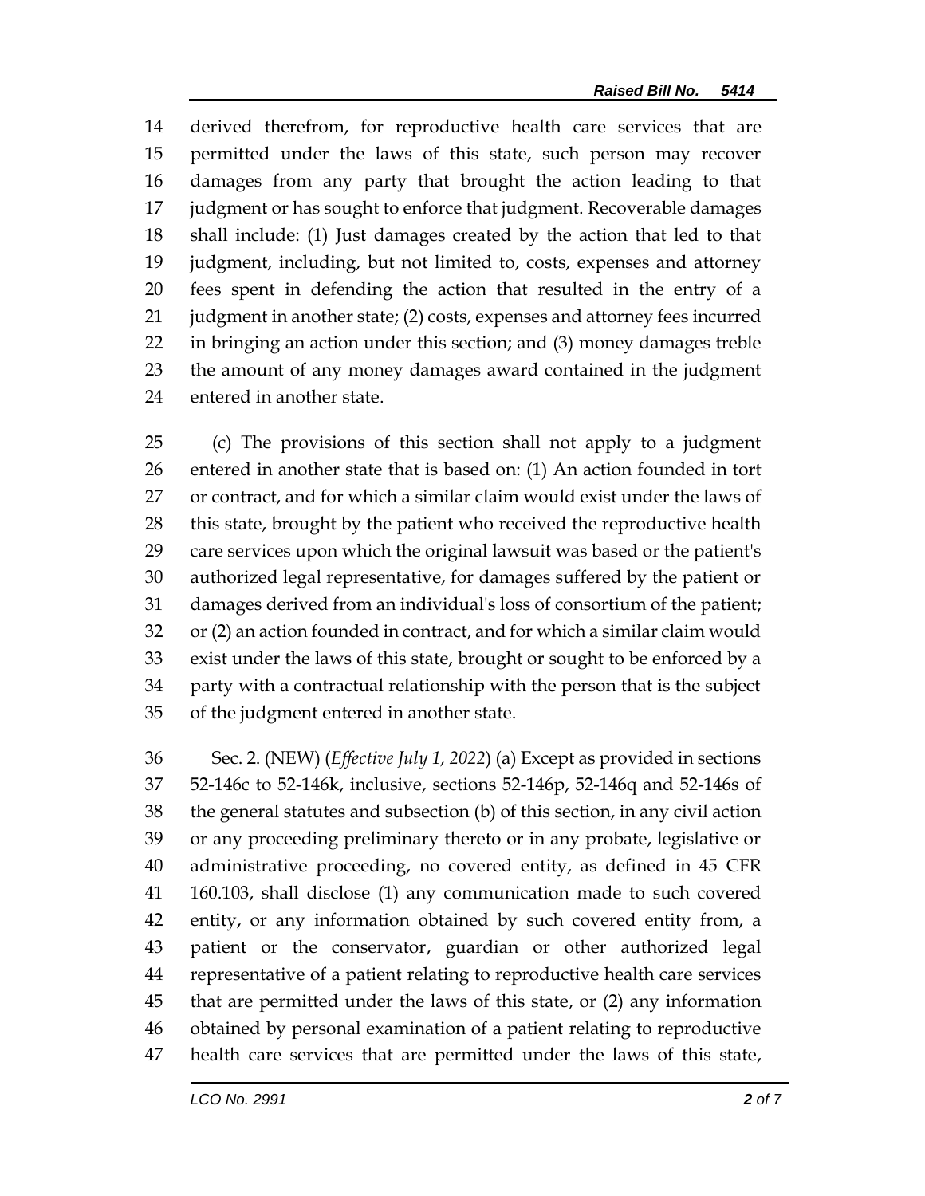derived therefrom, for reproductive health care services that are permitted under the laws of this state, such person may recover damages from any party that brought the action leading to that judgment or has sought to enforce that judgment. Recoverable damages shall include: (1) Just damages created by the action that led to that judgment, including, but not limited to, costs, expenses and attorney fees spent in defending the action that resulted in the entry of a judgment in another state; (2) costs, expenses and attorney fees incurred in bringing an action under this section; and (3) money damages treble the amount of any money damages award contained in the judgment entered in another state.

(c) The provisions of this section shall not apply to a judgment entered in another state that is based on: (1) An action founded in tort or contract, and for which a similar claim would exist under the laws of this state, brought by the patient who received the reproductive health care services upon which the original lawsuit was based or the patient's authorized legal representative, for damages suffered by the patient or damages derived from an individual's loss of consortium of the patient; or (2) an action founded in contract, and for which a similar claim would exist under the laws of this state, brought or sought to be enforced by a party with a contractual relationship with the person that is the subject of the judgment entered in another state.

Sec. 2. (NEW) (*Effective July 1, 2022*) (a) Except as provided in sections 52-146c to 52-146k, inclusive, sections 52-146p, 52-146q and 52-146s of the general statutes and subsection (b) of this section, in any civil action or any proceeding preliminary thereto or in any probate, legislative or administrative proceeding, no covered entity, as defined in 45 CFR 160.103, shall disclose (1) any communication made to such covered entity, or any information obtained by such covered entity from, a patient or the conservator, guardian or other authorized legal representative of a patient relating to reproductive health care services that are permitted under the laws of this state, or (2) any information obtained by personal examination of a patient relating to reproductive health care services that are permitted under the laws of this state,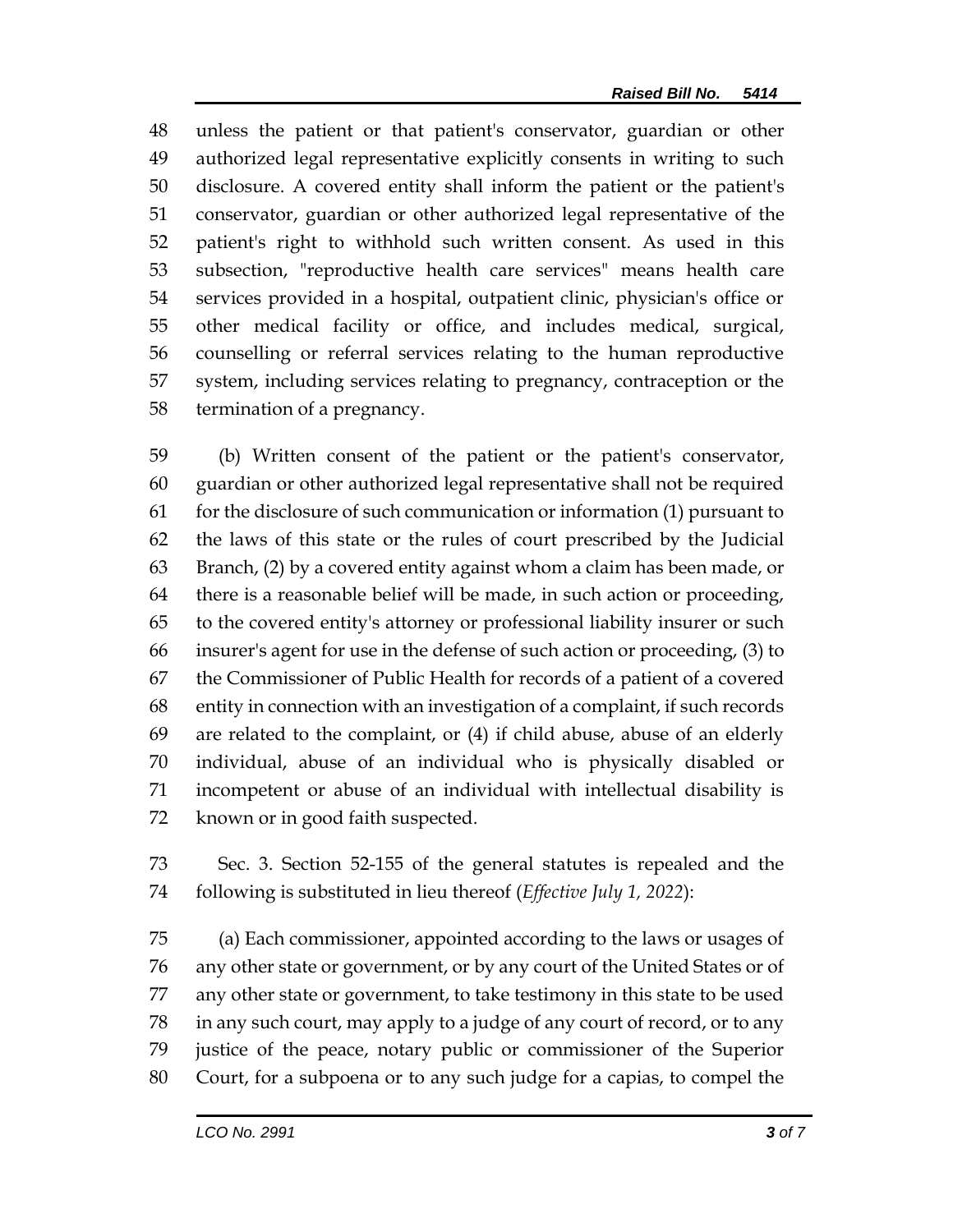unless the patient or that patient's conservator, guardian or other authorized legal representative explicitly consents in writing to such disclosure. A covered entity shall inform the patient or the patient's conservator, guardian or other authorized legal representative of the patient's right to withhold such written consent. As used in this subsection, "reproductive health care services" means health care services provided in a hospital, outpatient clinic, physician's office or other medical facility or office, and includes medical, surgical, counselling or referral services relating to the human reproductive system, including services relating to pregnancy, contraception or the termination of a pregnancy.

(b) Written consent of the patient or the patient's conservator, guardian or other authorized legal representative shall not be required for the disclosure of such communication or information (1) pursuant to the laws of this state or the rules of court prescribed by the Judicial Branch, (2) by a covered entity against whom a claim has been made, or there is a reasonable belief will be made, in such action or proceeding, to the covered entity's attorney or professional liability insurer or such insurer's agent for use in the defense of such action or proceeding, (3) to the Commissioner of Public Health for records of a patient of a covered entity in connection with an investigation of a complaint, if such records are related to the complaint, or (4) if child abuse, abuse of an elderly individual, abuse of an individual who is physically disabled or incompetent or abuse of an individual with intellectual disability is known or in good faith suspected.

Sec. 3. Section 52-155 of the general statutes is repealed and the following is substituted in lieu thereof (*Effective July 1, 2022*):

(a) Each commissioner, appointed according to the laws or usages of any other state or government, or by any court of the United States or of any other state or government, to take testimony in this state to be used in any such court, may apply to a judge of any court of record, or to any justice of the peace, notary public or commissioner of the Superior Court, for a subpoena or to any such judge for a capias, to compel the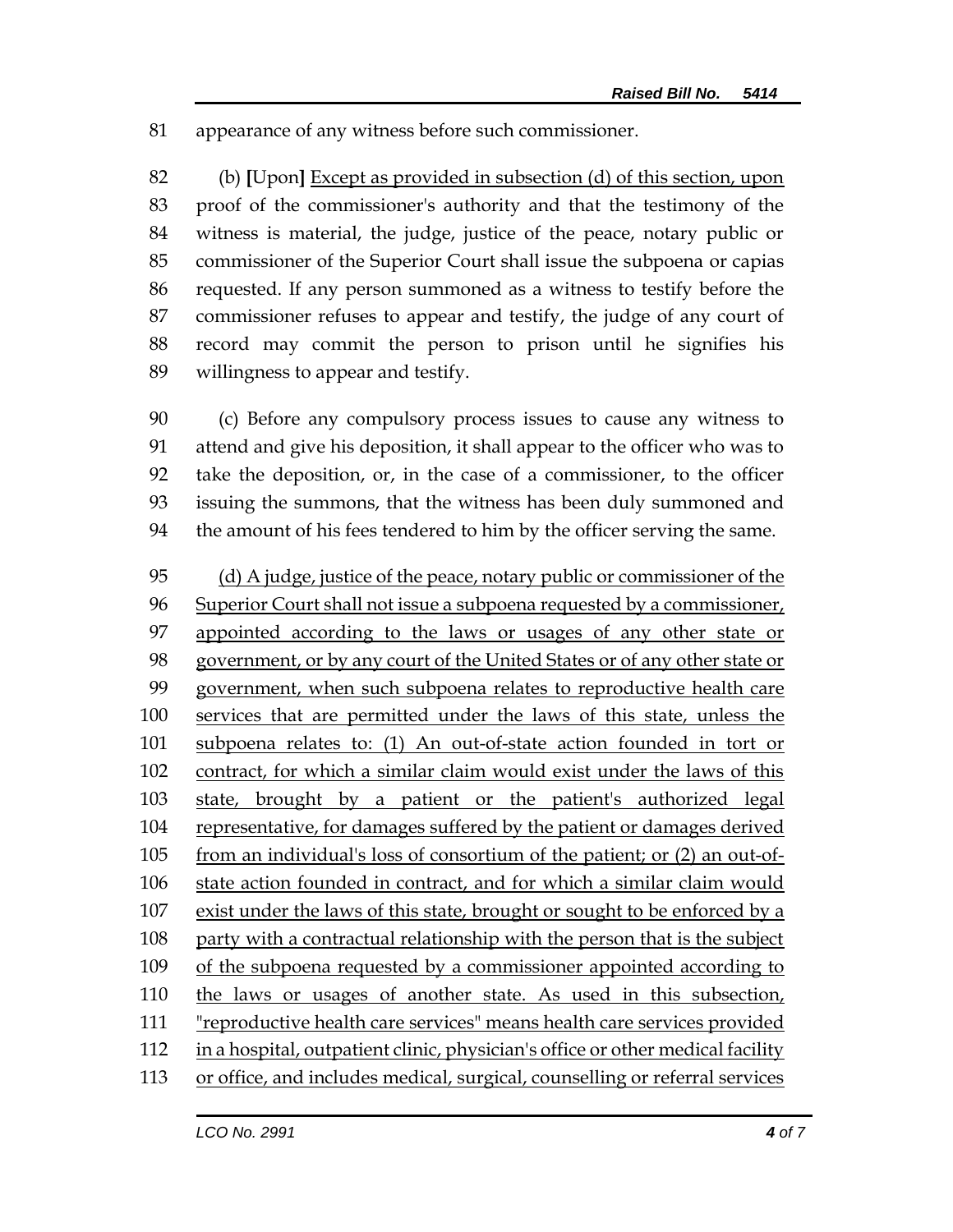appearance of any witness before such commissioner.

(b) [Upon] Except as provided in subsection (d) of this section, upon proof of the commissioner's authority and that the testimony of the witness is material, the judge, justice of the peace, notary public or commissioner of the Superior Court shall issue the subpoena or capias requested. If any person summoned as a witness to testify before the commissioner refuses to appear and testify, the judge of any court of record may commit the person to prison until he signifies his willingness to appear and testify.

(c) Before any compulsory process issues to cause any witness to attend and give his deposition, it shall appear to the officer who was to take the deposition, or, in the case of a commissioner, to the officer issuing the summons, that the witness has been duly summoned and the amount of his fees tendered to him by the officer serving the same.

(d) A judge, justice of the peace, notary public or commissioner of the Superior Court shall not issue a subpoena requested by a commissioner, appointed according to the laws or usages of any other state or government, or by any court of the United States or of any other state or government, when such subpoena relates to reproductive health care services that are permitted under the laws of this state, unless the subpoena relates to: (1) An out-of-state action founded in tort or contract, for which a similar claim would exist under the laws of this state, brought by a patient or the patient's authorized legal representative, for damages suffered by the patient or damages derived from an individual's loss of consortium of the patient; or (2) an out-of-state action founded in contract, and for which a similar claim would exist under the laws of this state, brought or sought to be enforced by a party with a contractual relationship with the person that is the subject of the subpoena requested by a commissioner appointed according to the laws or usages of another state. As used in this subsection, "reproductive health care services" means health care services provided in a hospital, outpatient clinic, physician's office or other medical facility or office, and includes medical, surgical, counselling or referral services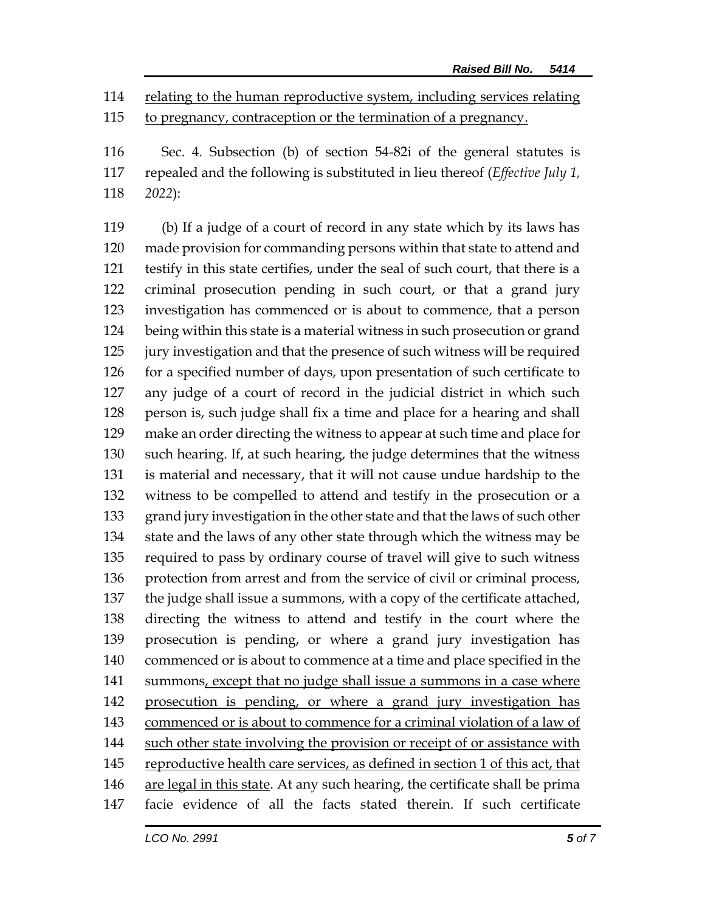relating to the human reproductive system, including services relating to pregnancy, contraception or the termination of a pregnancy.

Sec. 4. Subsection (b) of section 54-82i of the general statutes is repealed and the following is substituted in lieu thereof (*Effective July 1, 2022*):

(b) If a judge of a court of record in any state which by its laws has made provision for commanding persons within that state to attend and testify in this state certifies, under the seal of such court, that there is a criminal prosecution pending in such court, or that a grand jury investigation has commenced or is about to commence, that a person being within this state is a material witness in such prosecution or grand jury investigation and that the presence of such witness will be required for a specified number of days, upon presentation of such certificate to any judge of a court of record in the judicial district in which such person is, such judge shall fix a time and place for a hearing and shall make an order directing the witness to appear at such time and place for such hearing. If, at such hearing, the judge determines that the witness is material and necessary, that it will not cause undue hardship to the witness to be compelled to attend and testify in the prosecution or a grand jury investigation in the other state and that the laws of such other state and the laws of any other state through which the witness may be required to pass by ordinary course of travel will give to such witness protection from arrest and from the service of civil or criminal process, the judge shall issue a summons, with a copy of the certificate attached, directing the witness to attend and testify in the court where the prosecution is pending, or where a grand jury investigation has commenced or is about to commence at a time and place specified in the summons, except that no judge shall issue a summons in a case where prosecution is pending, or where a grand jury investigation has commenced or is about to commence for a criminal violation of a law of such other state involving the provision or receipt of or assistance with reproductive health care services, as defined in section 1 of this act, that are legal in this state. At any such hearing, the certificate shall be prima facie evidence of all the facts stated therein. If such certificate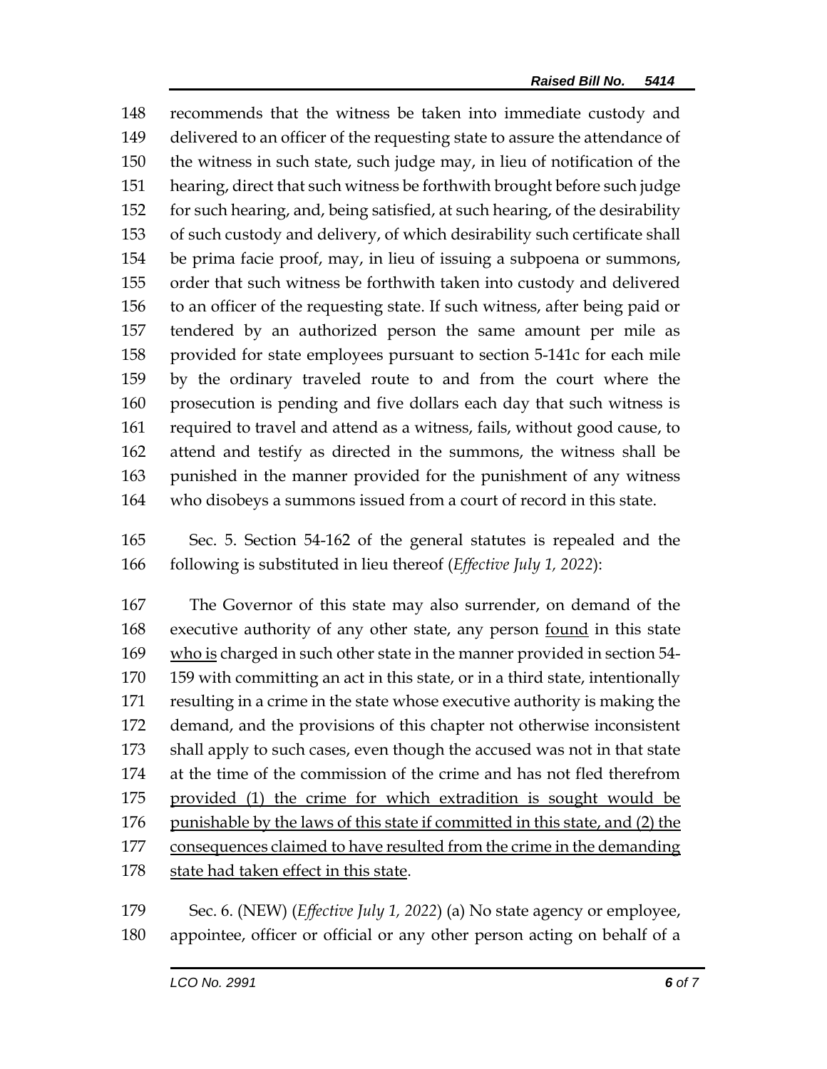recommends that the witness be taken into immediate custody and delivered to an officer of the requesting state to assure the attendance of the witness in such state, such judge may, in lieu of notification of the hearing, direct that such witness be forthwith brought before such judge for such hearing, and, being satisfied, at such hearing, of the desirability of such custody and delivery, of which desirability such certificate shall be prima facie proof, may, in lieu of issuing a subpoena or summons, order that such witness be forthwith taken into custody and delivered to an officer of the requesting state. If such witness, after being paid or tendered by an authorized person the same amount per mile as provided for state employees pursuant to section 5-141c for each mile by the ordinary traveled route to and from the court where the prosecution is pending and five dollars each day that such witness is required to travel and attend as a witness, fails, without good cause, to attend and testify as directed in the summons, the witness shall be punished in the manner provided for the punishment of any witness who disobeys a summons issued from a court of record in this state.

Sec. 5. Section 54-162 of the general statutes is repealed and the following is substituted in lieu thereof (*Effective July 1, 2022*):

The Governor of this state may also surrender, on demand of the executive authority of any other state, any person <u>found</u> in this state <u>who is</u> charged in such other state in the manner provided in section 54-159 with committing an act in this state, or in a third state, intentionally resulting in a crime in the state whose executive authority is making the demand, and the provisions of this chapter not otherwise inconsistent shall apply to such cases, even though the accused was not in that state at the time of the commission of the crime and has not fled therefrom <u>provided (1) the crime for which extradition is sought would be punishable by the laws of this state if committed in this state, and (2) the consequences claimed to have resulted from the crime in the demanding state had taken effect in this state</u>.

Sec. 6. (NEW) (*Effective July 1, 2022*) (a) No state agency or employee, appointee, officer or official or any other person acting on behalf of a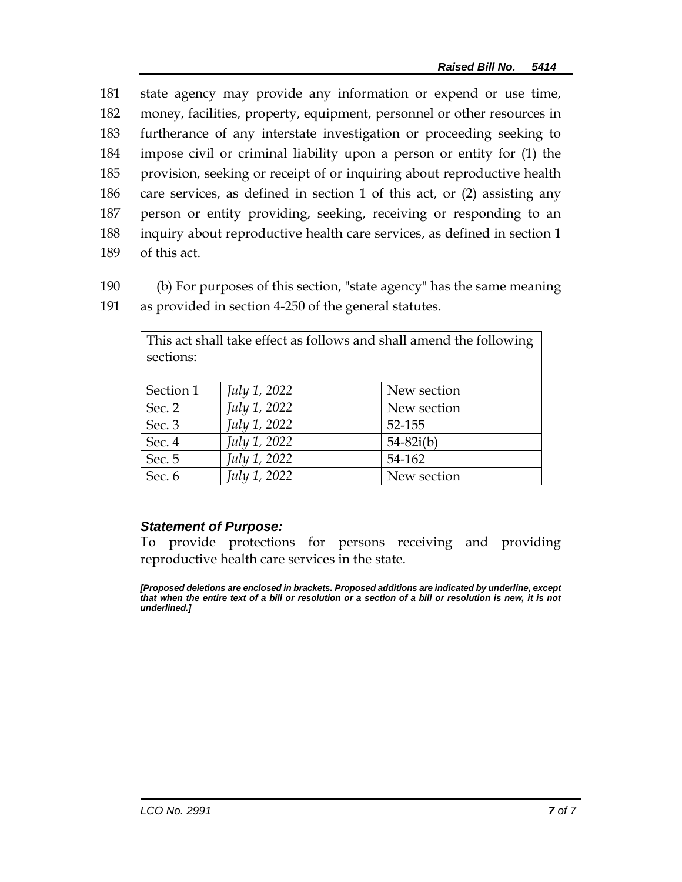state agency may provide any information or expend or use time, money, facilities, property, equipment, personnel or other resources in furtherance of any interstate investigation or proceeding seeking to impose civil or criminal liability upon a person or entity for (1) the provision, seeking or receipt of or inquiring about reproductive health care services, as defined in section 1 of this act, or (2) assisting any person or entity providing, seeking, receiving or responding to an inquiry about reproductive health care services, as defined in section 1 of this act.

(b) For purposes of this section, "state agency" has the same meaning as provided in section 4-250 of the general statutes.

| This act shall take effect as follows and shall amend the following sections: | | |
|---|---|---|
| Section 1 | *July 1, 2022* | New section |
| Sec. 2 | *July 1, 2022* | New section |
| Sec. 3 | *July 1, 2022* | 52-155 |
| Sec. 4 | *July 1, 2022* | 54-82i(b) |
| Sec. 5 | *July 1, 2022* | 54-162 |
| Sec. 6 | *July 1, 2022* | New section |

### *Statement of Purpose:*

To provide protections for persons receiving and providing reproductive health care services in the state.

***[Proposed deletions are enclosed in brackets. Proposed additions are indicated by underline, except that when the entire text of a bill or resolution or a section of a bill or resolution is new, it is not underlined.]***